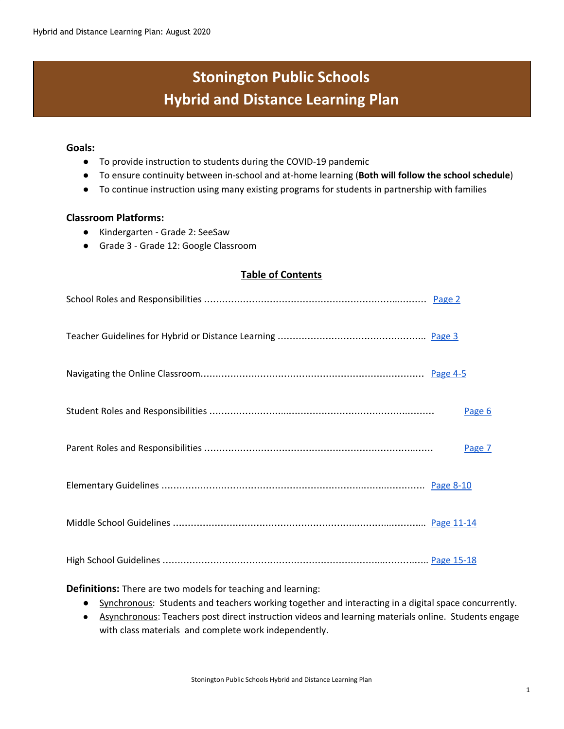# Stonington Public Schools
# Hybrid and Distance Learning Plan

**Goals:**

- To provide instruction to students during the COVID-19 pandemic
- To ensure continuity between in-school and at-home learning (**Both will follow the school schedule**)
- To continue instruction using many existing programs for students in partnership with families

**Classroom Platforms:**

- Kindergarten - Grade 2: SeeSaw
- Grade 3 - Grade 12: Google Classroom

**Table of Contents**

School Roles and Responsibilities .......................................................................... Page 2

Teacher Guidelines for Hybrid or Distance Learning ................................................ Page 3

Navigating the Online Classroom.......................................................................... Page 4-5

Student Roles and Responsibilities .......................................................................... Page 6

Parent Roles and Responsibilities .......................................................................... Page 7

Elementary Guidelines .......................................................................................... Page 8-10

Middle School Guidelines ...................................................................................... Page 11-14

High School Guidelines .......................................................................................... Page 15-18

**Definitions:** There are two models for teaching and learning:

- Synchronous: Students and teachers working together and interacting in a digital space concurrently.
- Asynchronous: Teachers post direct instruction videos and learning materials online. Students engage with class materials and complete work independently.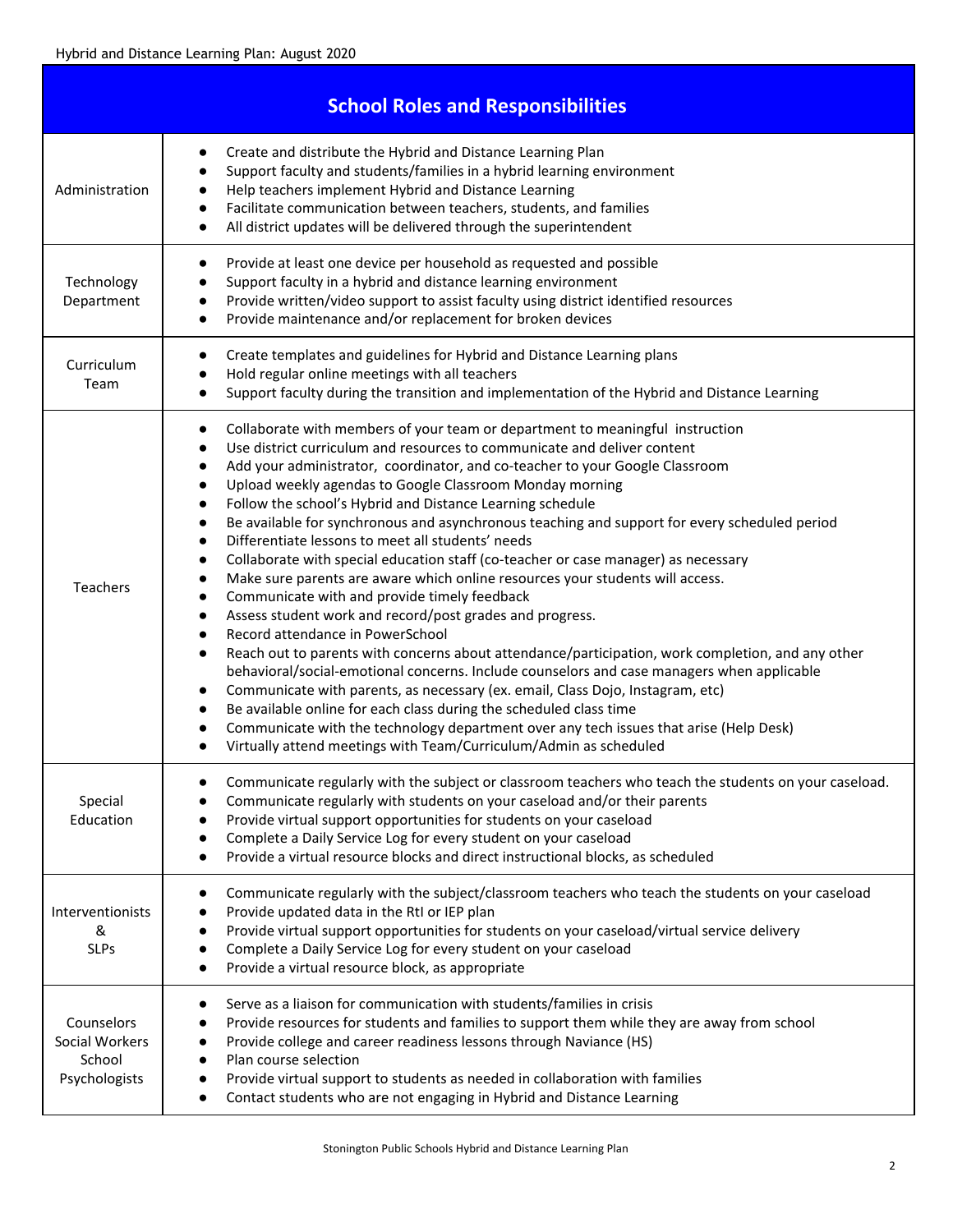## School Roles and Responsibilities

| Role | Responsibilities |
|---|---|
| Administration | • Create and distribute the Hybrid and Distance Learning Plan<br>• Support faculty and students/families in a hybrid learning environment<br>• Help teachers implement Hybrid and Distance Learning<br>• Facilitate communication between teachers, students, and families<br>• All district updates will be delivered through the superintendent |
| Technology Department | • Provide at least one device per household as requested and possible<br>• Support faculty in a hybrid and distance learning environment<br>• Provide written/video support to assist faculty using district identified resources<br>• Provide maintenance and/or replacement for broken devices |
| Curriculum Team | • Create templates and guidelines for Hybrid and Distance Learning plans<br>• Hold regular online meetings with all teachers<br>• Support faculty during the transition and implementation of the Hybrid and Distance Learning |
| Teachers | • Collaborate with members of your team or department to meaningful instruction<br>• Use district curriculum and resources to communicate and deliver content<br>• Add your administrator, coordinator, and co-teacher to your Google Classroom<br>• Upload weekly agendas to Google Classroom Monday morning<br>• Follow the school's Hybrid and Distance Learning schedule<br>• Be available for synchronous and asynchronous teaching and support for every scheduled period<br>• Differentiate lessons to meet all students' needs<br>• Collaborate with special education staff (co-teacher or case manager) as necessary<br>• Make sure parents are aware which online resources your students will access.<br>• Communicate with and provide timely feedback<br>• Assess student work and record/post grades and progress.<br>• Record attendance in PowerSchool<br>• Reach out to parents with concerns about attendance/participation, work completion, and any other behavioral/social-emotional concerns. Include counselors and case managers when applicable<br>• Communicate with parents, as necessary (ex. email, Class Dojo, Instagram, etc)<br>• Be available online for each class during the scheduled class time<br>• Communicate with the technology department over any tech issues that arise (Help Desk)<br>• Virtually attend meetings with Team/Curriculum/Admin as scheduled |
| Special Education | • Communicate regularly with the subject or classroom teachers who teach the students on your caseload.<br>• Communicate regularly with students on your caseload and/or their parents<br>• Provide virtual support opportunities for students on your caseload<br>• Complete a Daily Service Log for every student on your caseload<br>• Provide a virtual resource blocks and direct instructional blocks, as scheduled |
| Interventionists & SLPs | • Communicate regularly with the subject/classroom teachers who teach the students on your caseload<br>• Provide updated data in the RtI or IEP plan<br>• Provide virtual support opportunities for students on your caseload/virtual service delivery<br>• Complete a Daily Service Log for every student on your caseload<br>• Provide a virtual resource block, as appropriate |
| Counselors Social Workers School Psychologists | • Serve as a liaison for communication with students/families in crisis<br>• Provide resources for students and families to support them while they are away from school<br>• Provide college and career readiness lessons through Naviance (HS)<br>• Plan course selection<br>• Provide virtual support to students as needed in collaboration with families<br>• Contact students who are not engaging in Hybrid and Distance Learning |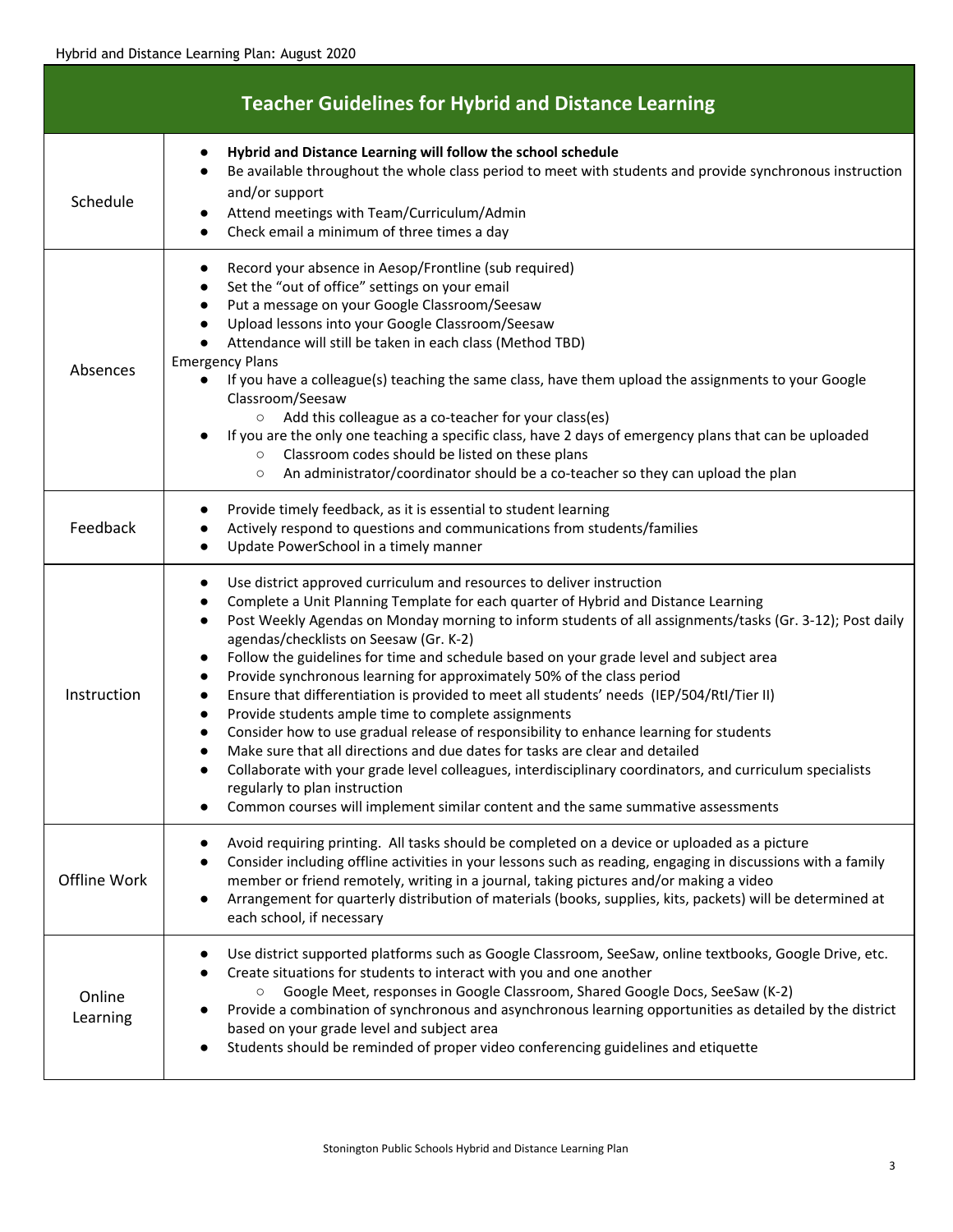## Teacher Guidelines for Hybrid and Distance Learning

| | |
|---|---|
| Schedule | • **Hybrid and Distance Learning will follow the school schedule**<br>• Be available throughout the whole class period to meet with students and provide synchronous instruction and/or support<br>• Attend meetings with Team/Curriculum/Admin<br>• Check email a minimum of three times a day |
| Absences | • Record your absence in Aesop/Frontline (sub required)<br>• Set the "out of office" settings on your email<br>• Put a message on your Google Classroom/Seesaw<br>• Upload lessons into your Google Classroom/Seesaw<br>• Attendance will still be taken in each class (Method TBD)<br>Emergency Plans<br>• If you have a colleague(s) teaching the same class, have them upload the assignments to your Google Classroom/Seesaw<br>&nbsp;&nbsp;&nbsp;&nbsp;○ Add this colleague as a co-teacher for your class(es)<br>• If you are the only one teaching a specific class, have 2 days of emergency plans that can be uploaded<br>&nbsp;&nbsp;&nbsp;&nbsp;○ Classroom codes should be listed on these plans<br>&nbsp;&nbsp;&nbsp;&nbsp;○ An administrator/coordinator should be a co-teacher so they can upload the plan |
| Feedback | • Provide timely feedback, as it is essential to student learning<br>• Actively respond to questions and communications from students/families<br>• Update PowerSchool in a timely manner |
| Instruction | • Use district approved curriculum and resources to deliver instruction<br>• Complete a Unit Planning Template for each quarter of Hybrid and Distance Learning<br>• Post Weekly Agendas on Monday morning to inform students of all assignments/tasks (Gr. 3-12); Post daily agendas/checklists on Seesaw (Gr. K-2)<br>• Follow the guidelines for time and schedule based on your grade level and subject area<br>• Provide synchronous learning for approximately 50% of the class period<br>• Ensure that differentiation is provided to meet all students' needs (IEP/504/RtI/Tier II)<br>• Provide students ample time to complete assignments<br>• Consider how to use gradual release of responsibility to enhance learning for students<br>• Make sure that all directions and due dates for tasks are clear and detailed<br>• Collaborate with your grade level colleagues, interdisciplinary coordinators, and curriculum specialists regularly to plan instruction<br>• Common courses will implement similar content and the same summative assessments |
| Offline Work | • Avoid requiring printing. All tasks should be completed on a device or uploaded as a picture<br>• Consider including offline activities in your lessons such as reading, engaging in discussions with a family member or friend remotely, writing in a journal, taking pictures and/or making a video<br>• Arrangement for quarterly distribution of materials (books, supplies, kits, packets) will be determined at each school, if necessary |
| Online Learning | • Use district supported platforms such as Google Classroom, SeeSaw, online textbooks, Google Drive, etc.<br>• Create situations for students to interact with you and one another<br>&nbsp;&nbsp;&nbsp;&nbsp;○ Google Meet, responses in Google Classroom, Shared Google Docs, SeeSaw (K-2)<br>• Provide a combination of synchronous and asynchronous learning opportunities as detailed by the district based on your grade level and subject area<br>• Students should be reminded of proper video conferencing guidelines and etiquette |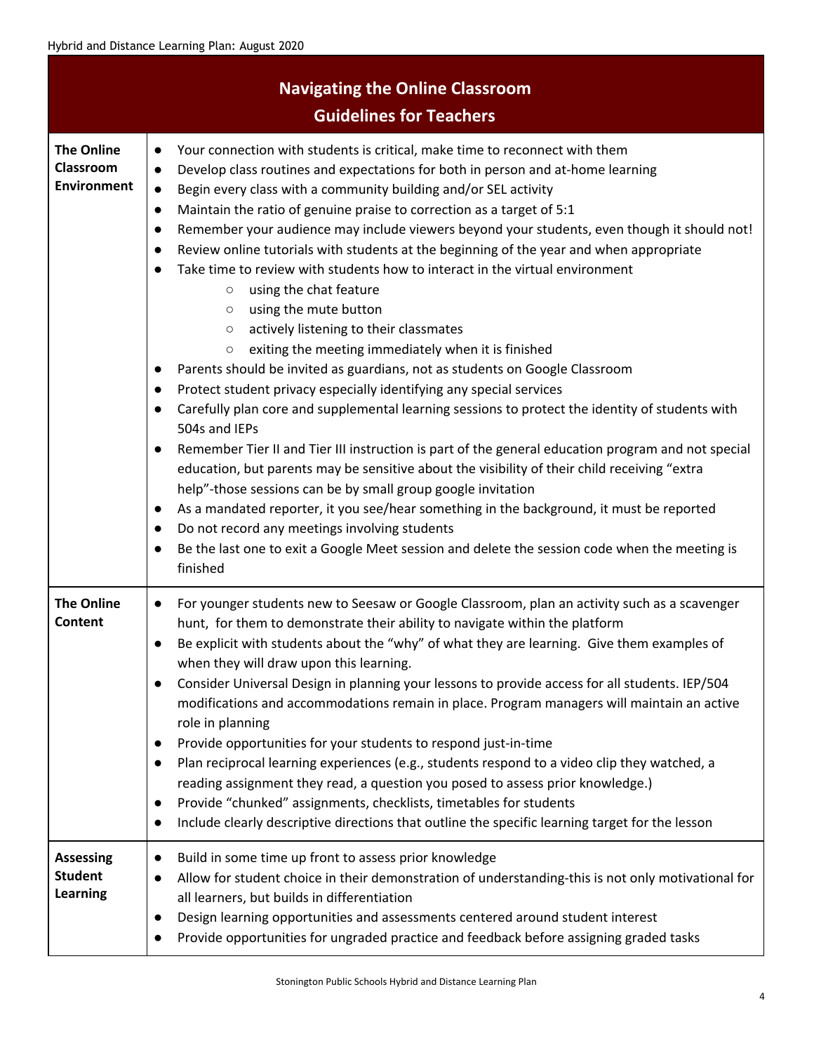## Navigating the Online Classroom

### Guidelines for Teachers

| | |
|---|---|
| **The Online Classroom Environment** | • Your connection with students is critical, make time to reconnect with them<br>• Develop class routines and expectations for both in person and at-home learning<br>• Begin every class with a community building and/or SEL activity<br>• Maintain the ratio of genuine praise to correction as a target of 5:1<br>• Remember your audience may include viewers beyond your students, even though it should not!<br>• Review online tutorials with students at the beginning of the year and when appropriate<br>• Take time to review with students how to interact in the virtual environment<br>&nbsp;&nbsp;&nbsp;&nbsp;○ using the chat feature<br>&nbsp;&nbsp;&nbsp;&nbsp;○ using the mute button<br>&nbsp;&nbsp;&nbsp;&nbsp;○ actively listening to their classmates<br>&nbsp;&nbsp;&nbsp;&nbsp;○ exiting the meeting immediately when it is finished<br>• Parents should be invited as guardians, not as students on Google Classroom<br>• Protect student privacy especially identifying any special services<br>• Carefully plan core and supplemental learning sessions to protect the identity of students with 504s and IEPs<br>• Remember Tier II and Tier III instruction is part of the general education program and not special education, but parents may be sensitive about the visibility of their child receiving "extra help"-those sessions can be by small group google invitation<br>• As a mandated reporter, it you see/hear something in the background, it must be reported<br>• Do not record any meetings involving students<br>• Be the last one to exit a Google Meet session and delete the session code when the meeting is finished |
| **The Online Content** | • For younger students new to Seesaw or Google Classroom, plan an activity such as a scavenger hunt, for them to demonstrate their ability to navigate within the platform<br>• Be explicit with students about the "why" of what they are learning. Give them examples of when they will draw upon this learning.<br>• Consider Universal Design in planning your lessons to provide access for all students. IEP/504 modifications and accommodations remain in place. Program managers will maintain an active role in planning<br>• Provide opportunities for your students to respond just-in-time<br>• Plan reciprocal learning experiences (e.g., students respond to a video clip they watched, a reading assignment they read, a question you posed to assess prior knowledge.)<br>• Provide "chunked" assignments, checklists, timetables for students<br>• Include clearly descriptive directions that outline the specific learning target for the lesson |
| **Assessing Student Learning** | • Build in some time up front to assess prior knowledge<br>• Allow for student choice in their demonstration of understanding-this is not only motivational for all learners, but builds in differentiation<br>• Design learning opportunities and assessments centered around student interest<br>• Provide opportunities for ungraded practice and feedback before assigning graded tasks |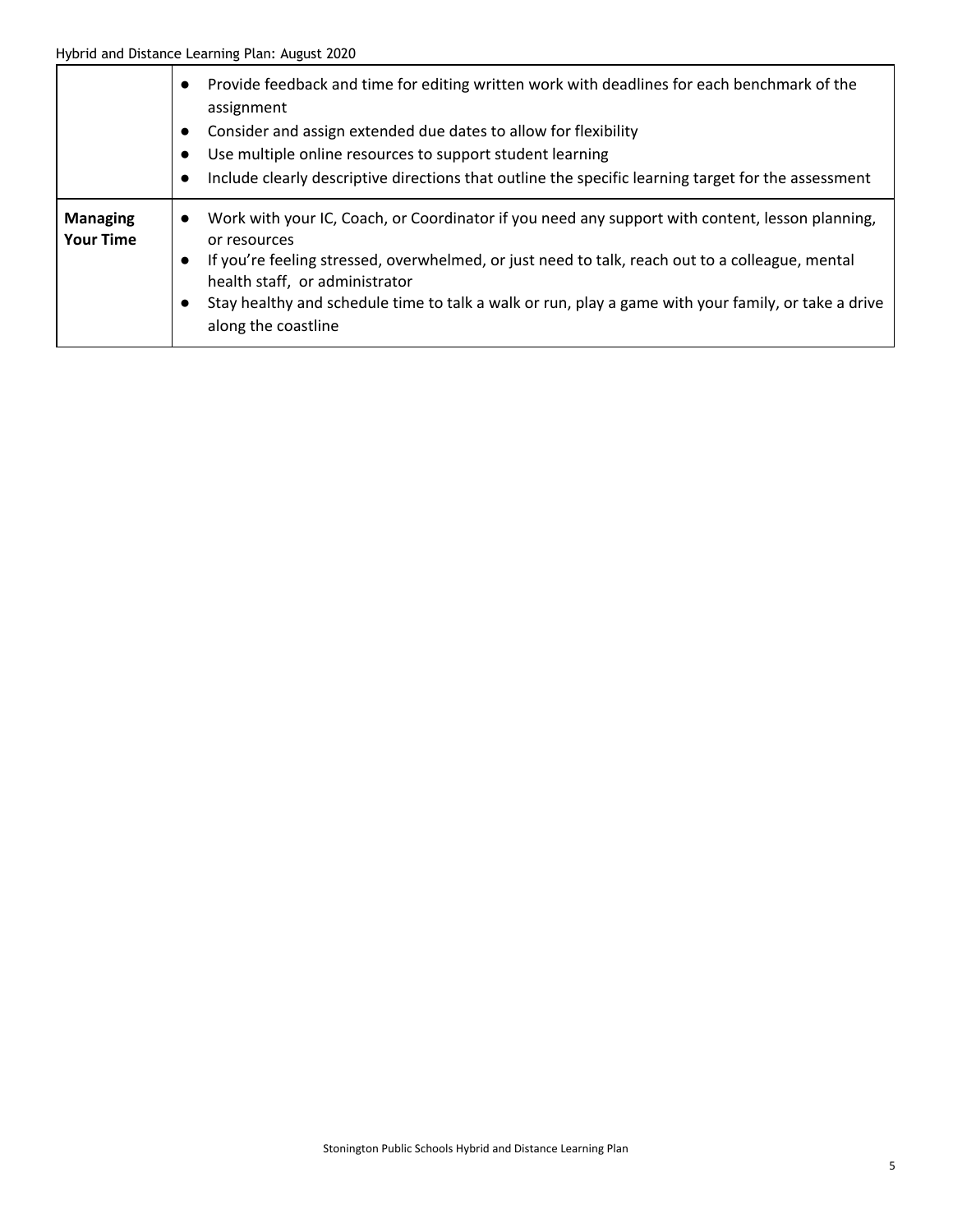| | |
|---|---|
| | ● Provide feedback and time for editing written work with deadlines for each benchmark of the assignment<br>● Consider and assign extended due dates to allow for flexibility<br>● Use multiple online resources to support student learning<br>● Include clearly descriptive directions that outline the specific learning target for the assessment |
| **Managing Your Time** | ● Work with your IC, Coach, or Coordinator if you need any support with content, lesson planning, or resources<br>● If you're feeling stressed, overwhelmed, or just need to talk, reach out to a colleague, mental health staff, or administrator<br>● Stay healthy and schedule time to talk a walk or run, play a game with your family, or take a drive along the coastline |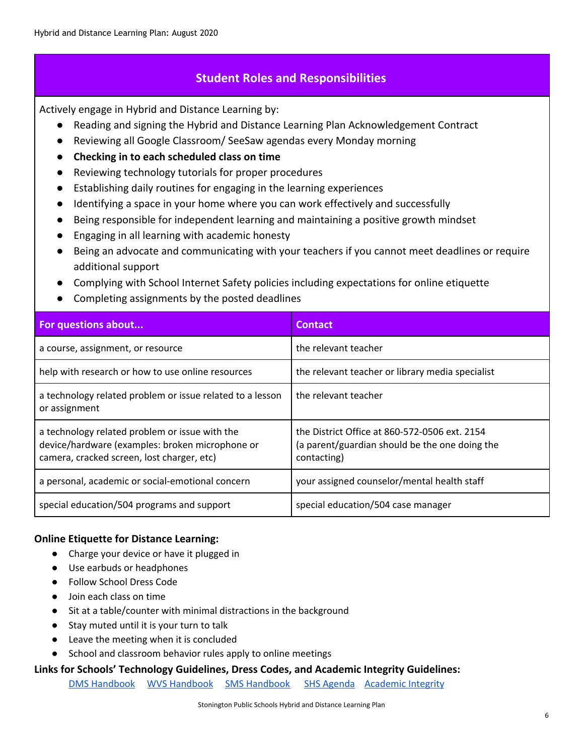## Student Roles and Responsibilities

Actively engage in Hybrid and Distance Learning by:

- Reading and signing the Hybrid and Distance Learning Plan Acknowledgement Contract
- Reviewing all Google Classroom/ SeeSaw agendas every Monday morning
- **Checking in to each scheduled class on time**
- Reviewing technology tutorials for proper procedures
- Establishing daily routines for engaging in the learning experiences
- Identifying a space in your home where you can work effectively and successfully
- Being responsible for independent learning and maintaining a positive growth mindset
- Engaging in all learning with academic honesty
- Being an advocate and communicating with your teachers if you cannot meet deadlines or require additional support
- Complying with School Internet Safety policies including expectations for online etiquette
- Completing assignments by the posted deadlines

| For questions about... | Contact |
| --- | --- |
| a course, assignment, or resource | the relevant teacher |
| help with research or how to use online resources | the relevant teacher or library media specialist |
| a technology related problem or issue related to a lesson or assignment | the relevant teacher |
| a technology related problem or issue with the device/hardware (examples: broken microphone or camera, cracked screen, lost charger, etc) | the District Office at 860-572-0506 ext. 2154 (a parent/guardian should be the one doing the contacting) |
| a personal, academic or social-emotional concern | your assigned counselor/mental health staff |
| special education/504 programs and support | special education/504 case manager |

**Online Etiquette for Distance Learning:**

- Charge your device or have it plugged in
- Use earbuds or headphones
- Follow School Dress Code
- Join each class on time
- Sit at a table/counter with minimal distractions in the background
- Stay muted until it is your turn to talk
- Leave the meeting when it is concluded
- School and classroom behavior rules apply to online meetings

**Links for Schools' Technology Guidelines, Dress Codes, and Academic Integrity Guidelines:**

DMS Handbook WVS Handbook SMS Handbook SHS Agenda Academic Integrity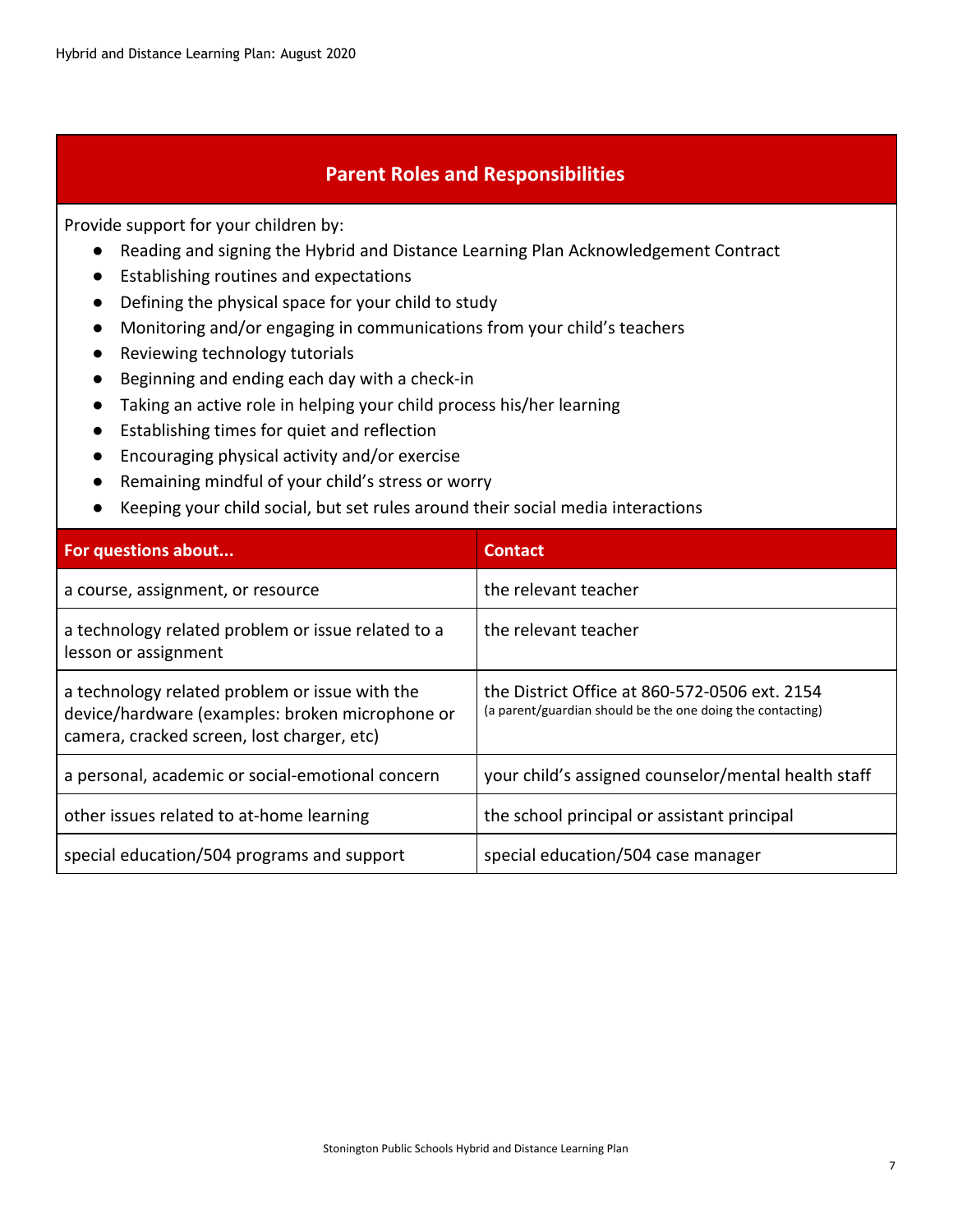## Parent Roles and Responsibilities

Provide support for your children by:

- Reading and signing the Hybrid and Distance Learning Plan Acknowledgement Contract
- Establishing routines and expectations
- Defining the physical space for your child to study
- Monitoring and/or engaging in communications from your child's teachers
- Reviewing technology tutorials
- Beginning and ending each day with a check-in
- Taking an active role in helping your child process his/her learning
- Establishing times for quiet and reflection
- Encouraging physical activity and/or exercise
- Remaining mindful of your child's stress or worry
- Keeping your child social, but set rules around their social media interactions

| For questions about... | Contact |
|---|---|
| a course, assignment, or resource | the relevant teacher |
| a technology related problem or issue related to a lesson or assignment | the relevant teacher |
| a technology related problem or issue with the device/hardware (examples: broken microphone or camera, cracked screen, lost charger, etc) | the District Office at 860-572-0506 ext. 2154 (a parent/guardian should be the one doing the contacting) |
| a personal, academic or social-emotional concern | your child's assigned counselor/mental health staff |
| other issues related to at-home learning | the school principal or assistant principal |
| special education/504 programs and support | special education/504 case manager |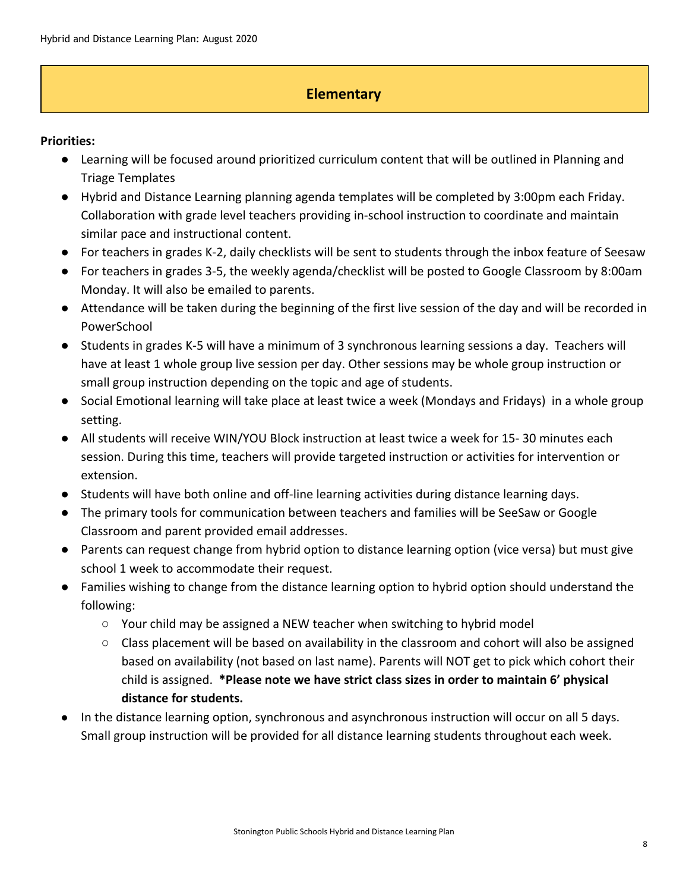## Elementary

**Priorities:**

- Learning will be focused around prioritized curriculum content that will be outlined in Planning and Triage Templates
- Hybrid and Distance Learning planning agenda templates will be completed by 3:00pm each Friday. Collaboration with grade level teachers providing in-school instruction to coordinate and maintain similar pace and instructional content.
- For teachers in grades K-2, daily checklists will be sent to students through the inbox feature of Seesaw
- For teachers in grades 3-5, the weekly agenda/checklist will be posted to Google Classroom by 8:00am Monday. It will also be emailed to parents.
- Attendance will be taken during the beginning of the first live session of the day and will be recorded in PowerSchool
- Students in grades K-5 will have a minimum of 3 synchronous learning sessions a day. Teachers will have at least 1 whole group live session per day. Other sessions may be whole group instruction or small group instruction depending on the topic and age of students.
- Social Emotional learning will take place at least twice a week (Mondays and Fridays) in a whole group setting.
- All students will receive WIN/YOU Block instruction at least twice a week for 15- 30 minutes each session. During this time, teachers will provide targeted instruction or activities for intervention or extension.
- Students will have both online and off-line learning activities during distance learning days.
- The primary tools for communication between teachers and families will be SeeSaw or Google Classroom and parent provided email addresses.
- Parents can request change from hybrid option to distance learning option (vice versa) but must give school 1 week to accommodate their request.
- Families wishing to change from the distance learning option to hybrid option should understand the following:
    - Your child may be assigned a NEW teacher when switching to hybrid model
    - Class placement will be based on availability in the classroom and cohort will also be assigned based on availability (not based on last name). Parents will NOT get to pick which cohort their child is assigned. ***Please note we have strict class sizes in order to maintain 6' physical distance for students.**
- In the distance learning option, synchronous and asynchronous instruction will occur on all 5 days. Small group instruction will be provided for all distance learning students throughout each week.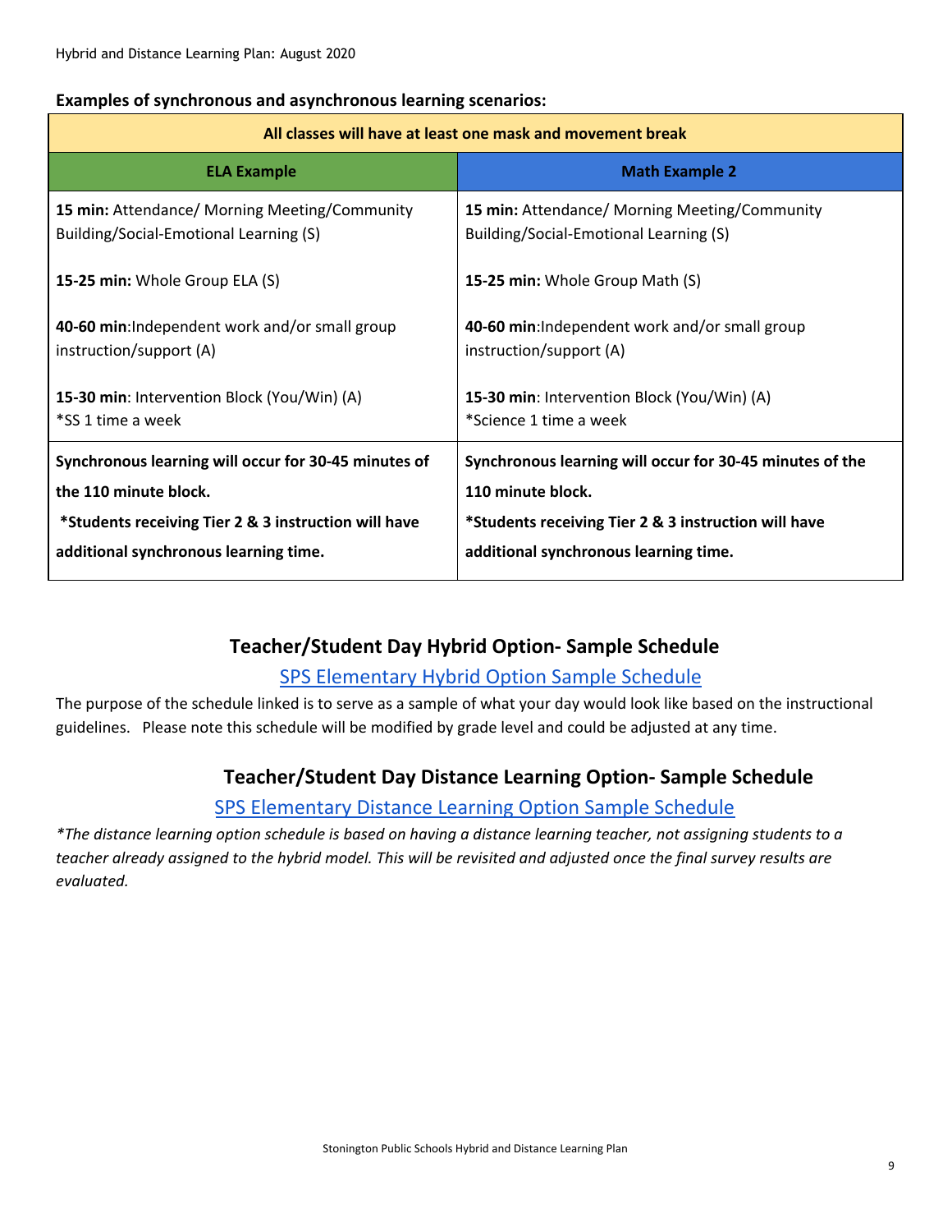**Examples of synchronous and asynchronous learning scenarios:**

| **All classes will have at least one mask and movement break** | |
|---|---|
| **ELA Example** | **Math Example 2** |
| **15 min:** Attendance/ Morning Meeting/Community Building/Social-Emotional Learning (S)<br><br>**15-25 min:** Whole Group ELA (S)<br><br>**40-60 min**:Independent work and/or small group instruction/support (A)<br><br>**15-30 min**: Intervention Block (You/Win) (A)<br>*SS 1 time a week | **15 min:** Attendance/ Morning Meeting/Community Building/Social-Emotional Learning (S)<br><br>**15-25 min:** Whole Group Math (S)<br><br>**40-60 min**:Independent work and/or small group instruction/support (A)<br><br>**15-30 min**: Intervention Block (You/Win) (A)<br>*Science 1 time a week |
| **Synchronous learning will occur for 30-45 minutes of the 110 minute block.**<br>**\*Students receiving Tier 2 & 3 instruction will have additional synchronous learning time.** | **Synchronous learning will occur for 30-45 minutes of the 110 minute block.**<br>**\*Students receiving Tier 2 & 3 instruction will have additional synchronous learning time.** |

## Teacher/Student Day Hybrid Option- Sample Schedule

SPS Elementary Hybrid Option Sample Schedule

The purpose of the schedule linked is to serve as a sample of what your day would look like based on the instructional guidelines. Please note this schedule will be modified by grade level and could be adjusted at any time.

## Teacher/Student Day Distance Learning Option- Sample Schedule

SPS Elementary Distance Learning Option Sample Schedule

*\*The distance learning option schedule is based on having a distance learning teacher, not assigning students to a teacher already assigned to the hybrid model. This will be revisited and adjusted once the final survey results are evaluated.*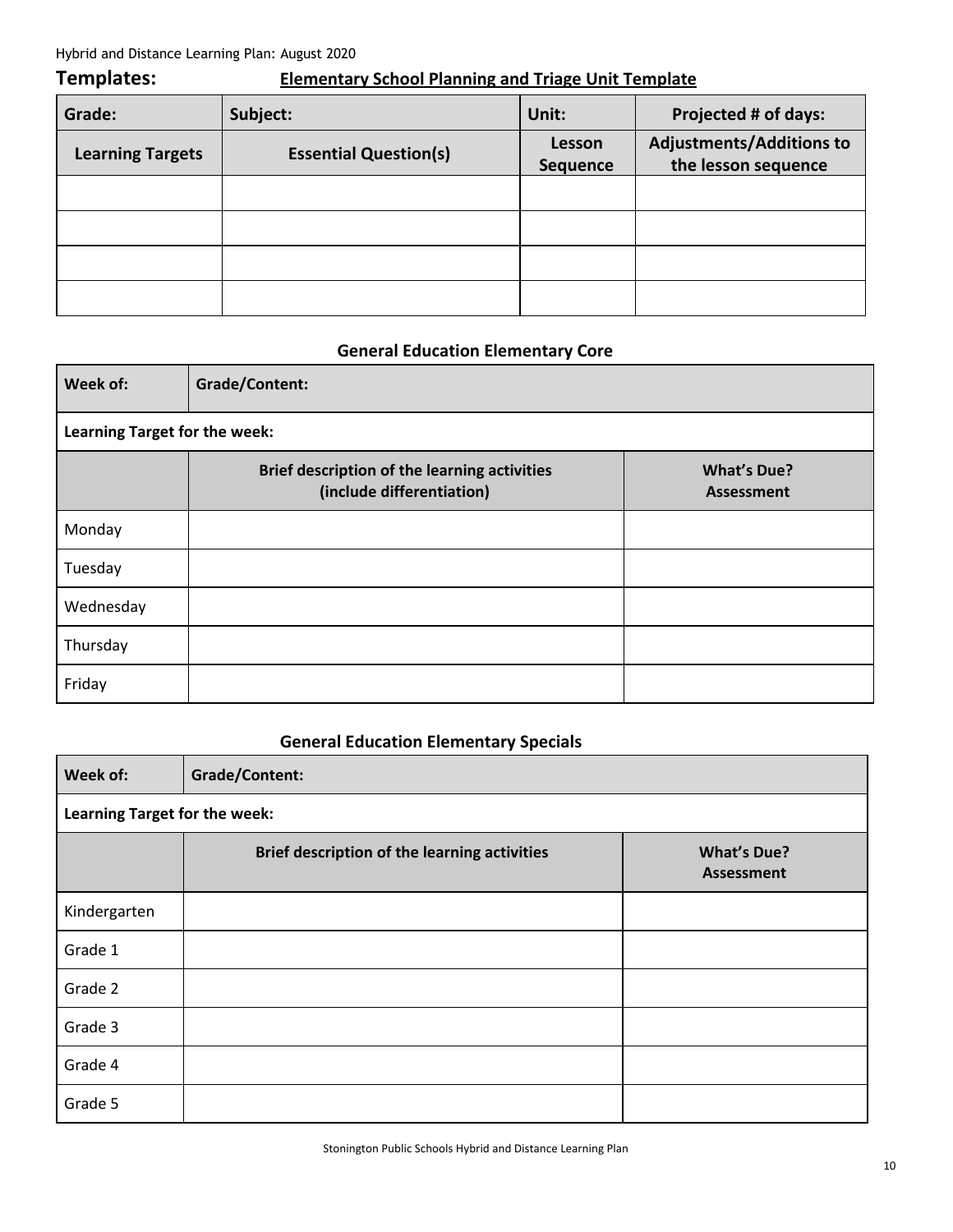## Templates: Elementary School Planning and Triage Unit Template

| Grade: | Subject: | Unit: | Projected # of days: |
|---|---|---|---|
| **Learning Targets** | **Essential Question(s)** | **Lesson Sequence** | **Adjustments/Additions to the lesson sequence** |
| | | | |
| | | | |
| | | | |
| | | | |

### General Education Elementary Core

| Week of: | Grade/Content: | |
|---|---|---|
| **Learning Target for the week:** | | |
| | **Brief description of the learning activities (include differentiation)** | **What's Due? Assessment** |
| Monday | | |
| Tuesday | | |
| Wednesday | | |
| Thursday | | |
| Friday | | |

### General Education Elementary Specials

| Week of: | Grade/Content: | |
|---|---|---|
| **Learning Target for the week:** | | |
| | **Brief description of the learning activities** | **What's Due? Assessment** |
| Kindergarten | | |
| Grade 1 | | |
| Grade 2 | | |
| Grade 3 | | |
| Grade 4 | | |
| Grade 5 | | |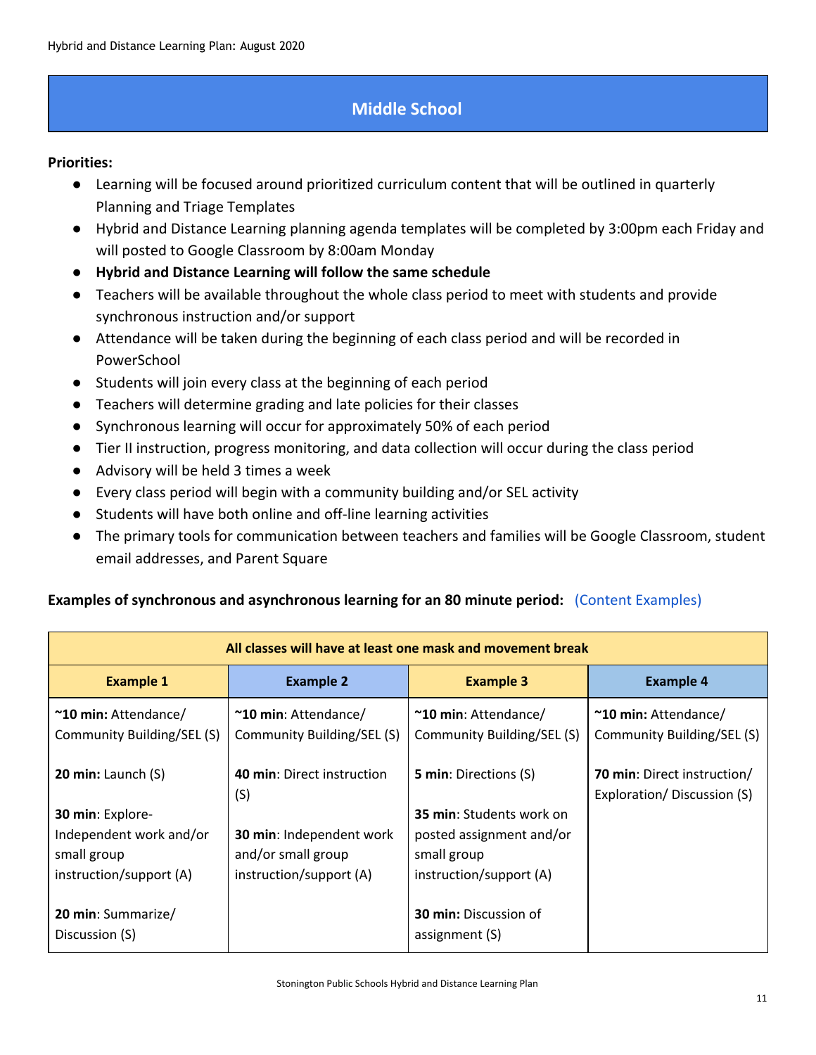## Middle School

**Priorities:**

- Learning will be focused around prioritized curriculum content that will be outlined in quarterly Planning and Triage Templates
- Hybrid and Distance Learning planning agenda templates will be completed by 3:00pm each Friday and will posted to Google Classroom by 8:00am Monday
- **Hybrid and Distance Learning will follow the same schedule**
- Teachers will be available throughout the whole class period to meet with students and provide synchronous instruction and/or support
- Attendance will be taken during the beginning of each class period and will be recorded in PowerSchool
- Students will join every class at the beginning of each period
- Teachers will determine grading and late policies for their classes
- Synchronous learning will occur for approximately 50% of each period
- Tier II instruction, progress monitoring, and data collection will occur during the class period
- Advisory will be held 3 times a week
- Every class period will begin with a community building and/or SEL activity
- Students will have both online and off-line learning activities
- The primary tools for communication between teachers and families will be Google Classroom, student email addresses, and Parent Square

**Examples of synchronous and asynchronous learning for an 80 minute period:** (Content Examples)

| All classes will have at least one mask and movement break | | | |
|---|---|---|---|
| **Example 1** | **Example 2** | **Example 3** | **Example 4** |
| **~10 min:** Attendance/ Community Building/SEL (S)<br><br>**20 min:** Launch (S)<br><br>**30 min**: Explore- Independent work and/or small group instruction/support (A)<br><br>**20 min**: Summarize/ Discussion (S) | **~10 min**: Attendance/ Community Building/SEL (S)<br><br>**40 min**: Direct instruction (S)<br><br>**30 min**: Independent work and/or small group instruction/support (A) | **~10 min**: Attendance/ Community Building/SEL (S)<br><br>**5 min**: Directions (S)<br><br>**35 min**: Students work on posted assignment and/or small group instruction/support (A)<br><br>**30 min:** Discussion of assignment (S) | **~10 min:** Attendance/ Community Building/SEL (S)<br><br>**70 min**: Direct instruction/ Exploration/ Discussion (S) |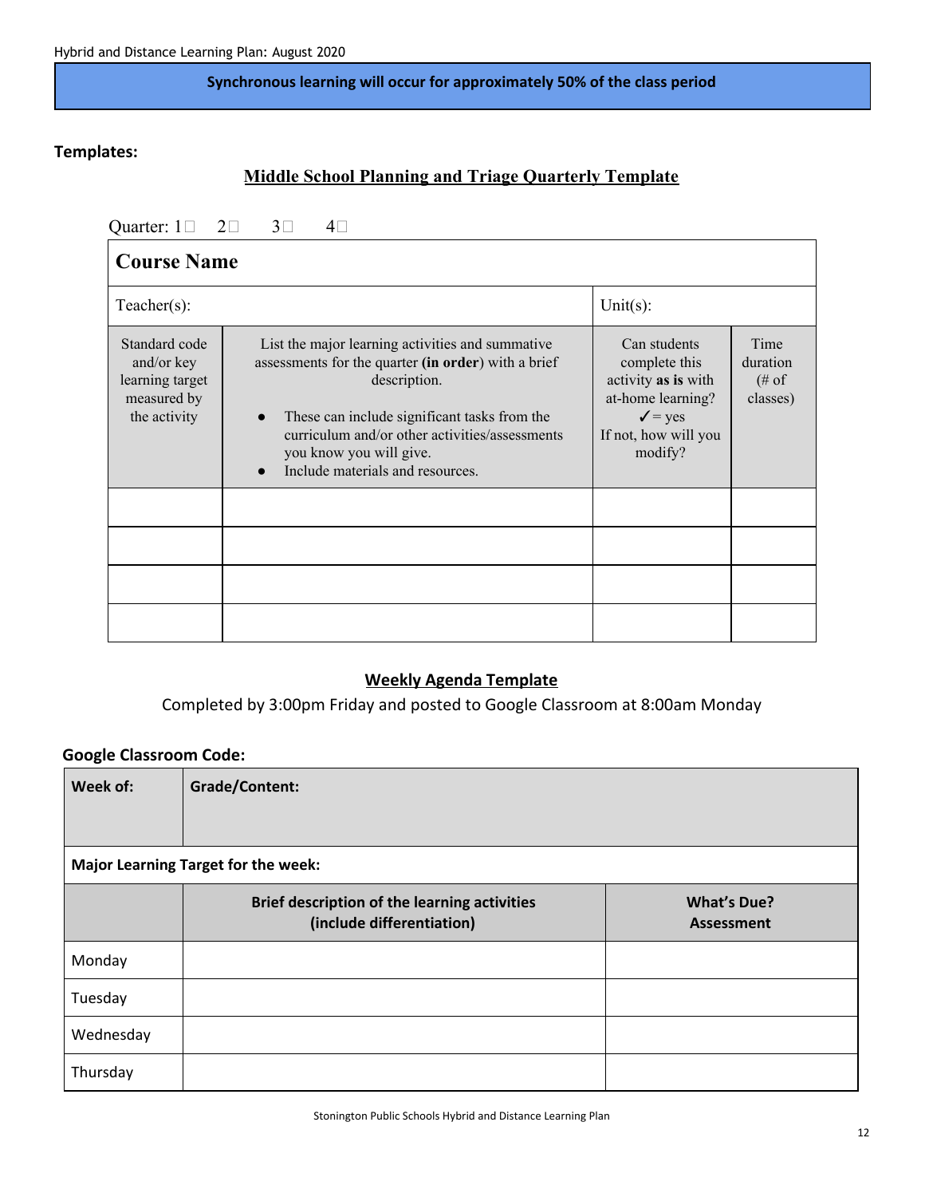**Synchronous learning will occur for approximately 50% of the class period**

**Templates:**

## Middle School Planning and Triage Quarterly Template

Quarter: 1☐ 2☐ 3☐ 4☐

| **Course Name** | | | |
|---|---|---|---|
| Teacher(s): | | Unit(s): | |
| Standard code and/or key learning target measured by the activity | List the major learning activities and summative assessments for the quarter **(in order)** with a brief description.<br>• These can include significant tasks from the curriculum and/or other activities/assessments you know you will give.<br>• Include materials and resources. | Can students complete this activity **as is** with at-home learning? ✓ = yes If not, how will you modify? | Time duration (# of classes) |
| | | | |
| | | | |
| | | | |
| | | | |

## Weekly Agenda Template

Completed by 3:00pm Friday and posted to Google Classroom at 8:00am Monday

**Google Classroom Code:**

| **Week of:** | **Grade/Content:** | |
|---|---|---|
| **Major Learning Target for the week:** | | |
| | **Brief description of the learning activities (include differentiation)** | **What's Due? Assessment** |
| Monday | | |
| Tuesday | | |
| Wednesday | | |
| Thursday | | |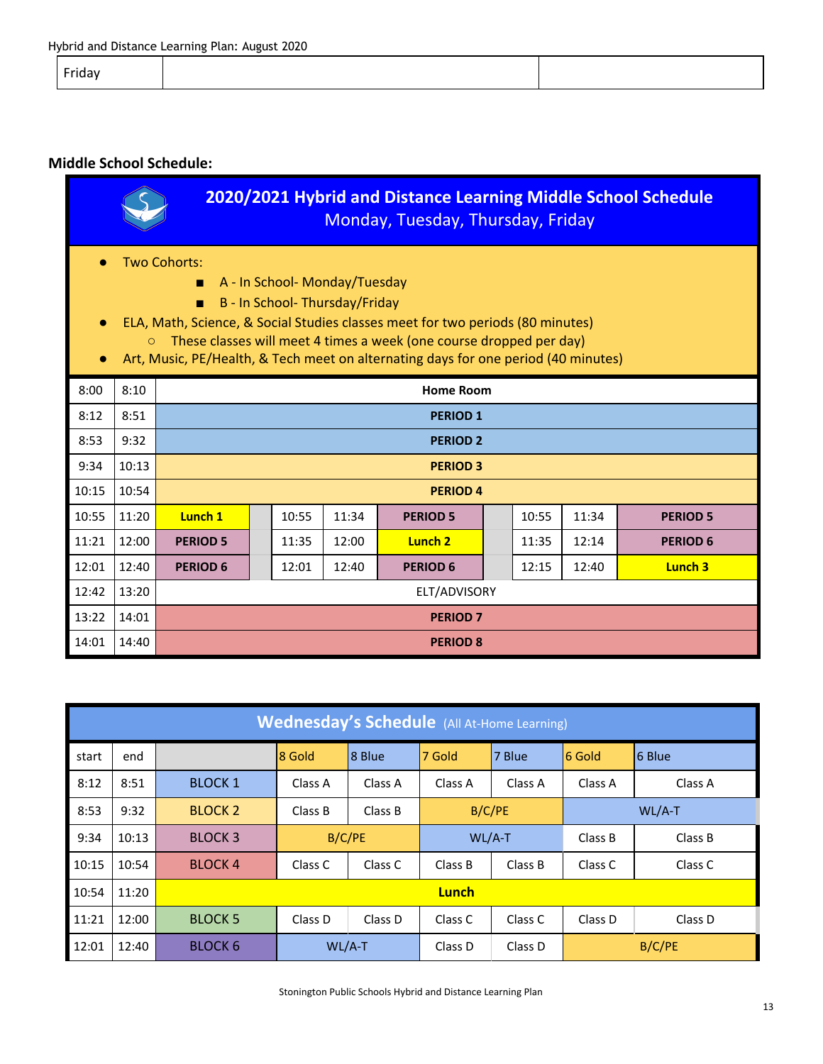| Friday | | |
|---|---|---|

### Middle School Schedule:

**2020/2021 Hybrid and Distance Learning Middle School Schedule**
Monday, Tuesday, Thursday, Friday

- Two Cohorts:
  - A - In School- Monday/Tuesday
  - B - In School- Thursday/Friday
- ELA, Math, Science, & Social Studies classes meet for two periods (80 minutes)
  - These classes will meet 4 times a week (one course dropped per day)
- Art, Music, PE/Health, & Tech meet on alternating days for one period (40 minutes)

| | | | | | | | | | | | |
|---|---|---|---|---|---|---|---|---|---|---|---|
| 8:00 | 8:10 | **Home Room** | | | | | | | | | |
| 8:12 | 8:51 | **PERIOD 1** | | | | | | | | | |
| 8:53 | 9:32 | **PERIOD 2** | | | | | | | | | |
| 9:34 | 10:13 | **PERIOD 3** | | | | | | | | | |
| 10:15 | 10:54 | **PERIOD 4** | | | | | | | | | |
| 10:55 | 11:20 | **Lunch 1** | | 10:55 | 11:34 | **PERIOD 5** | | 10:55 | 11:34 | **PERIOD 5** | |
| 11:21 | 12:00 | **PERIOD 5** | | 11:35 | 12:00 | **Lunch 2** | | 11:35 | 12:14 | **PERIOD 6** | |
| 12:01 | 12:40 | **PERIOD 6** | | 12:01 | 12:40 | **PERIOD 6** | | 12:15 | 12:40 | **Lunch 3** | |
| 12:42 | 13:20 | ELT/ADVISORY | | | | | | | | | |
| 13:22 | 14:01 | **PERIOD 7** | | | | | | | | | |
| 14:01 | 14:40 | **PERIOD 8** | | | | | | | | | |

**Wednesday's Schedule** (All At-Home Learning)

| start | end | | 8 Gold | 8 Blue | 7 Gold | 7 Blue | 6 Gold | 6 Blue |
|---|---|---|---|---|---|---|---|---|
| 8:12 | 8:51 | BLOCK 1 | Class A | Class A | Class A | Class A | Class A | Class A |
| 8:53 | 9:32 | BLOCK 2 | Class B | Class B | B/C/PE | | WL/A-T | |
| 9:34 | 10:13 | BLOCK 3 | B/C/PE | | WL/A-T | | Class B | Class B |
| 10:15 | 10:54 | BLOCK 4 | Class C | Class C | Class B | Class B | Class C | Class C |
| 10:54 | 11:20 | **Lunch** | | | | | | |
| 11:21 | 12:00 | BLOCK 5 | Class D | Class D | Class C | Class C | Class D | Class D |
| 12:01 | 12:40 | BLOCK 6 | WL/A-T | | Class D | Class D | B/C/PE | |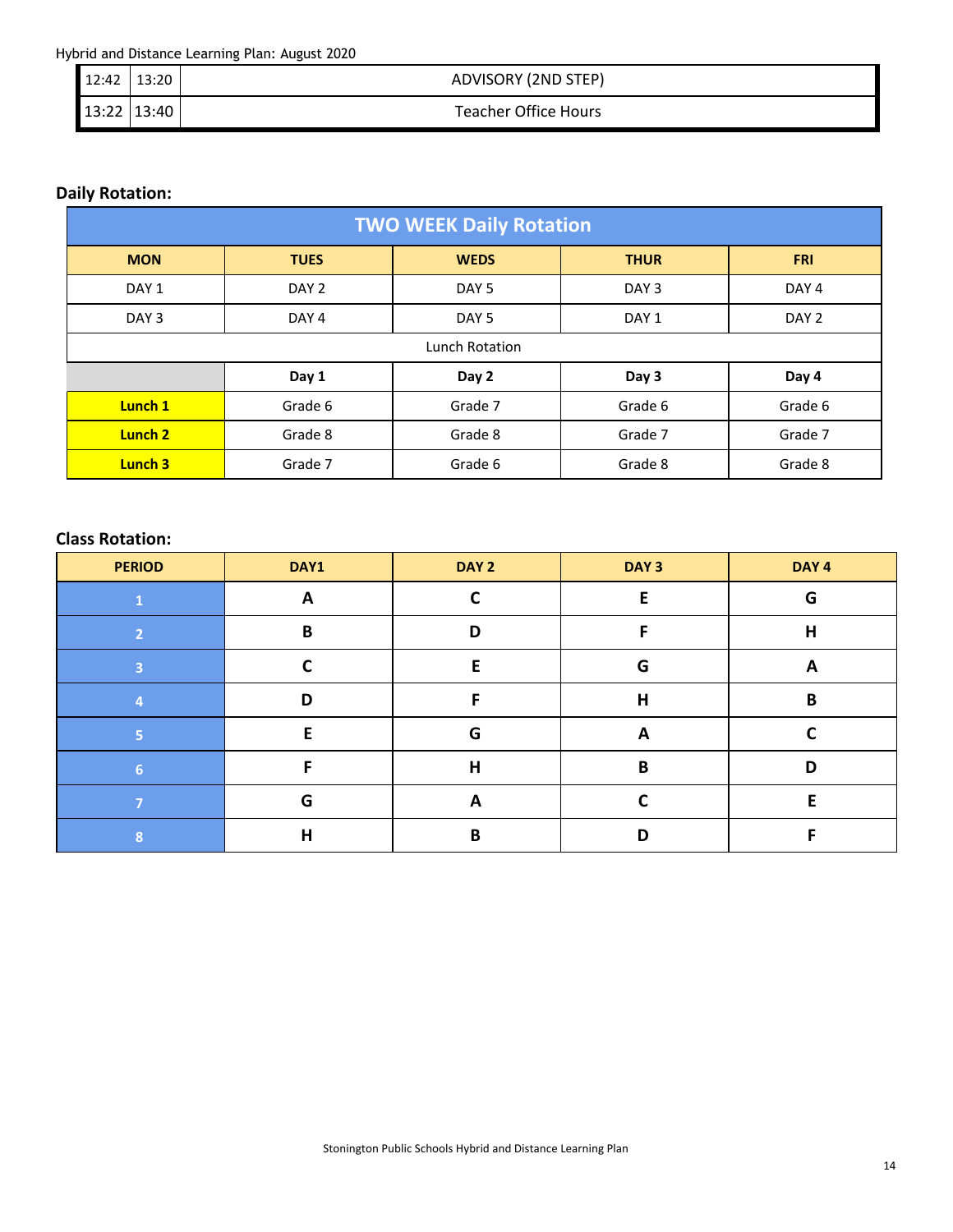| | | |
|---|---|---|
| 12:42 | 13:20 | ADVISORY (2ND STEP) |
| 13:22 | 13:40 | Teacher Office Hours |

**Daily Rotation:**

| TWO WEEK Daily Rotation | | | | |
|---|---|---|---|---|
| **MON** | **TUES** | **WEDS** | **THUR** | **FRI** |
| DAY 1 | DAY 2 | DAY 5 | DAY 3 | DAY 4 |
| DAY 3 | DAY 4 | DAY 5 | DAY 1 | DAY 2 |
| Lunch Rotation | | | | |
| | **Day 1** | **Day 2** | **Day 3** | **Day 4** |
| **Lunch 1** | Grade 6 | Grade 7 | Grade 6 | Grade 6 |
| **Lunch 2** | Grade 8 | Grade 8 | Grade 7 | Grade 7 |
| **Lunch 3** | Grade 7 | Grade 6 | Grade 8 | Grade 8 |

**Class Rotation:**

| PERIOD | DAY1 | DAY 2 | DAY 3 | DAY 4 |
|---|---|---|---|---|
| 1 | **A** | **C** | **E** | **G** |
| 2 | **B** | **D** | **F** | **H** |
| 3 | **C** | **E** | **G** | **A** |
| 4 | **D** | **F** | **H** | **B** |
| 5 | **E** | **G** | **A** | **C** |
| 6 | **F** | **H** | **B** | **D** |
| 7 | **G** | **A** | **C** | **E** |
| 8 | **H** | **B** | **D** | **F** |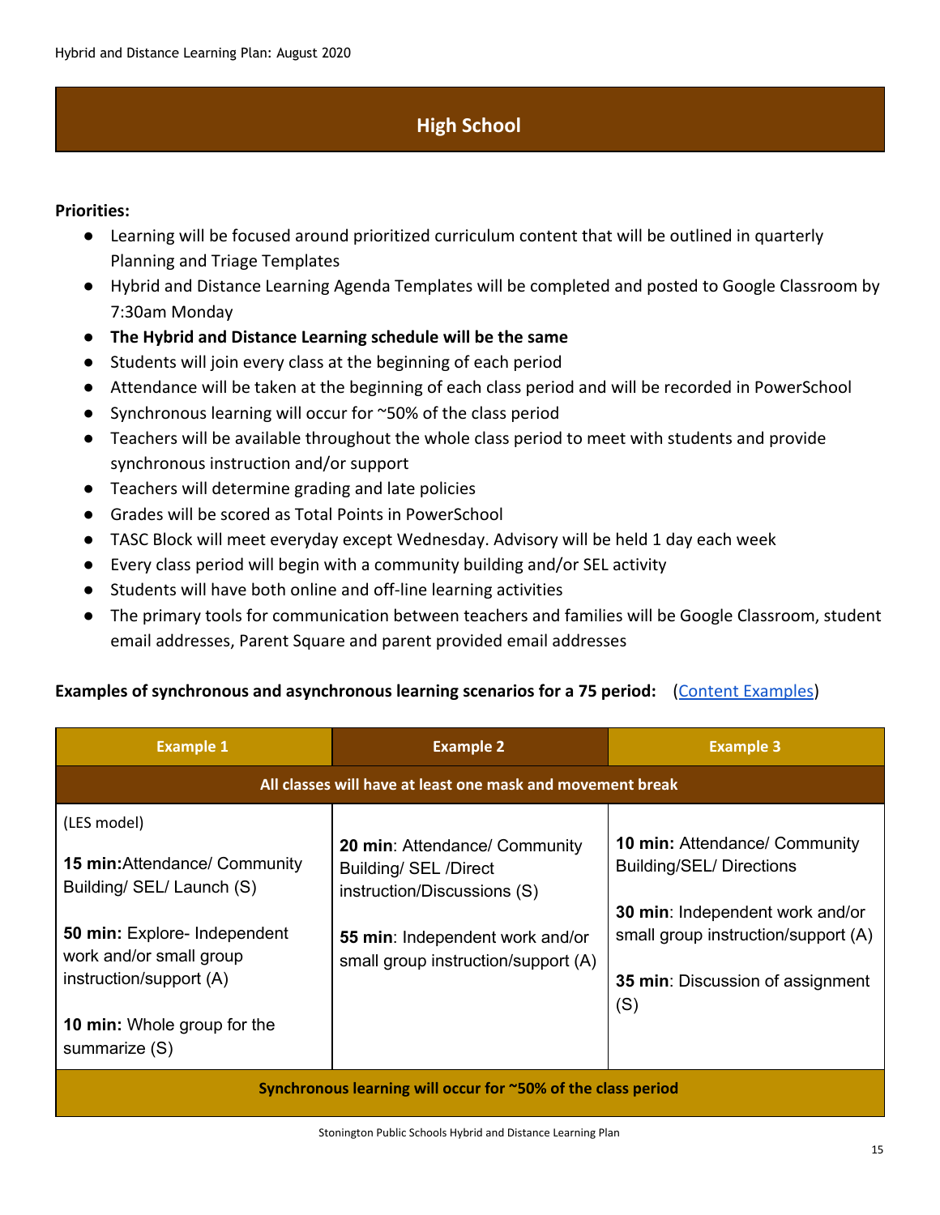## High School

**Priorities:**

- Learning will be focused around prioritized curriculum content that will be outlined in quarterly Planning and Triage Templates
- Hybrid and Distance Learning Agenda Templates will be completed and posted to Google Classroom by 7:30am Monday
- **The Hybrid and Distance Learning schedule will be the same**
- Students will join every class at the beginning of each period
- Attendance will be taken at the beginning of each class period and will be recorded in PowerSchool
- Synchronous learning will occur for ~50% of the class period
- Teachers will be available throughout the whole class period to meet with students and provide synchronous instruction and/or support
- Teachers will determine grading and late policies
- Grades will be scored as Total Points in PowerSchool
- TASC Block will meet everyday except Wednesday. Advisory will be held 1 day each week
- Every class period will begin with a community building and/or SEL activity
- Students will have both online and off-line learning activities
- The primary tools for communication between teachers and families will be Google Classroom, student email addresses, Parent Square and parent provided email addresses

**Examples of synchronous and asynchronous learning scenarios for a 75 period:** ([Content Examples](Content Examples))

| Example 1 | Example 2 | Example 3 |
|---|---|---|
| **All classes will have at least one mask and movement break** | | |
| (LES model)<br><br>**15 min:**Attendance/ Community Building/ SEL/ Launch (S)<br><br>**50 min:** Explore- Independent work and/or small group instruction/support (A)<br><br>**10 min:** Whole group for the summarize (S) | **20 min**: Attendance/ Community Building/ SEL /Direct instruction/Discussions (S)<br><br>**55 min**: Independent work and/or small group instruction/support (A) | **10 min:** Attendance/ Community Building/SEL/ Directions<br><br>**30 min**: Independent work and/or small group instruction/support (A)<br><br>**35 min**: Discussion of assignment (S) |
| **Synchronous learning will occur for ~50% of the class period** | | |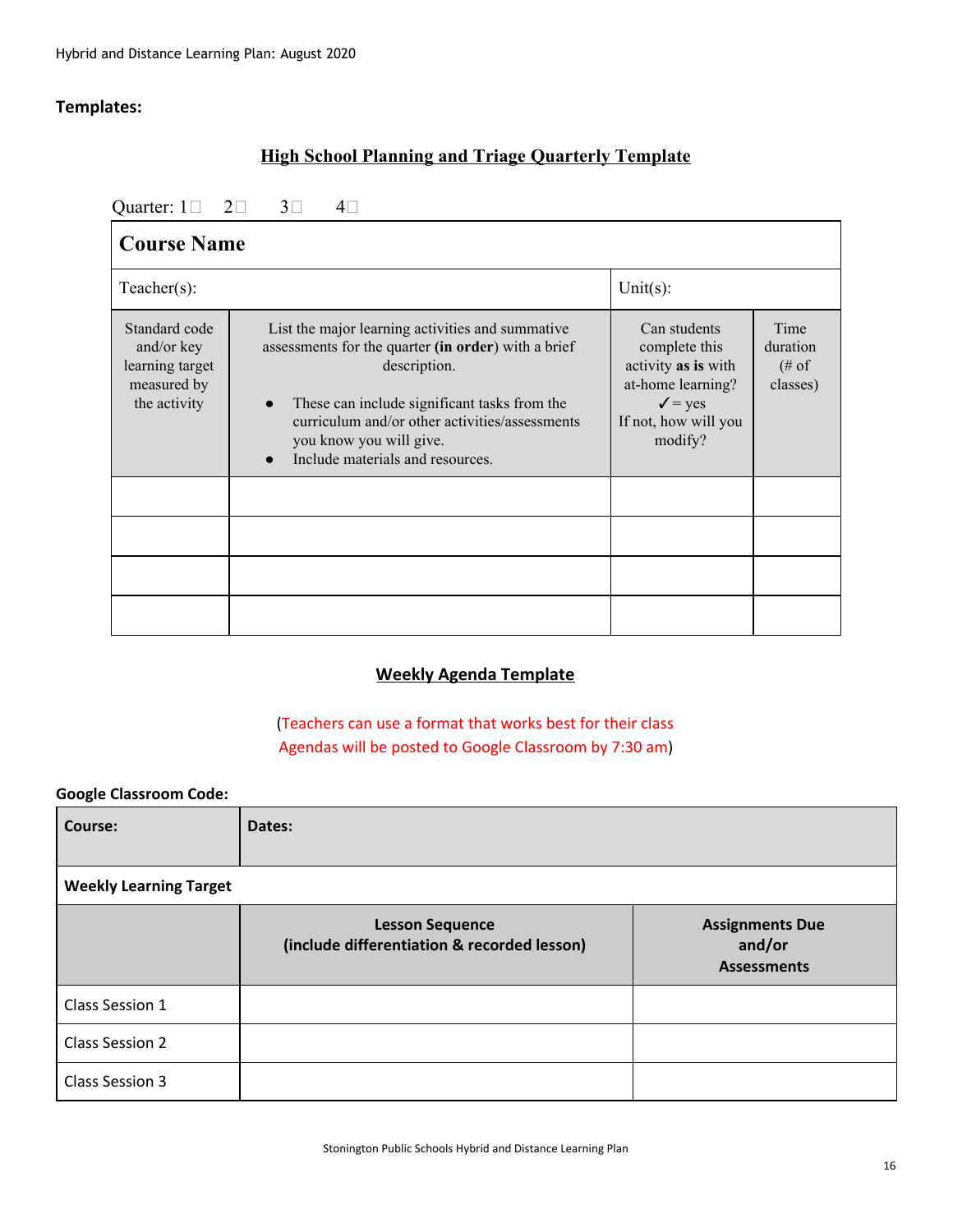## Templates:

### High School Planning and Triage Quarterly Template

Quarter: 1☐ 2☐ 3☐ 4☐

| Course Name | | | |
|---|---|---|---|
| Teacher(s): | | Unit(s): | |
| Standard code and/or key learning target measured by the activity | List the major learning activities and summative assessments for the quarter **(in order)** with a brief description.<br>• These can include significant tasks from the curriculum and/or other activities/assessments you know you will give.<br>• Include materials and resources. | Can students complete this activity **as is** with at-home learning? ✓ = yes If not, how will you modify? | Time duration (# of classes) |
| | | | |
| | | | |
| | | | |
| | | | |

### Weekly Agenda Template

(Teachers can use a format that works best for their class
Agendas will be posted to Google Classroom by 7:30 am)

**Google Classroom Code:**

| **Course:** | **Dates:** | |
|---|---|---|
| **Weekly Learning Target** | | |
| | **Lesson Sequence (include differentiation & recorded lesson)** | **Assignments Due and/or Assessments** |
| Class Session 1 | | |
| Class Session 2 | | |
| Class Session 3 | | |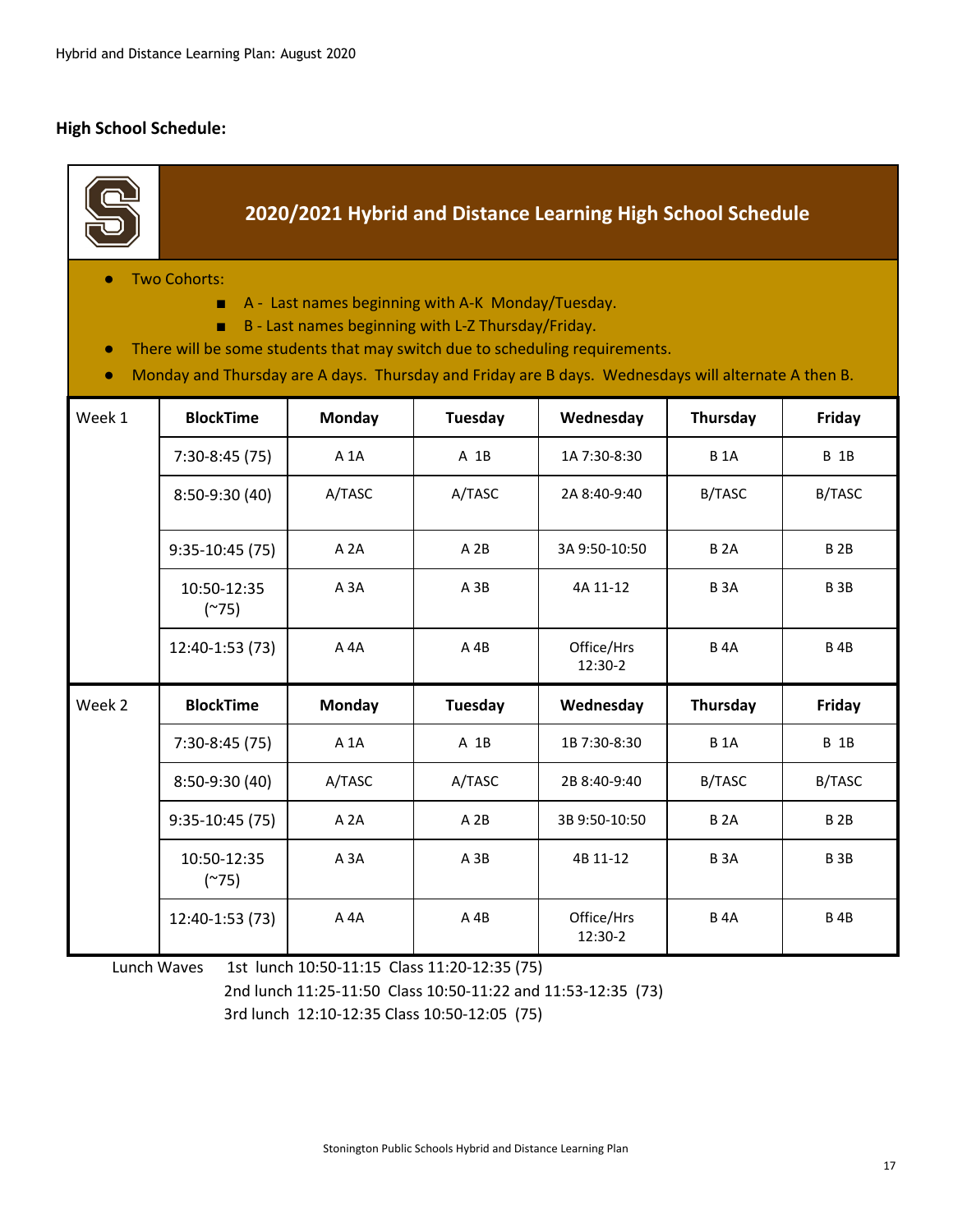**High School Schedule:**

## 2020/2021 Hybrid and Distance Learning High School Schedule

- Two Cohorts:
  - A - Last names beginning with A-K Monday/Tuesday.
  - B - Last names beginning with L-Z Thursday/Friday.
- There will be some students that may switch due to scheduling requirements.
- Monday and Thursday are A days. Thursday and Friday are B days. Wednesdays will alternate A then B.

| Week 1 | BlockTime | Monday | Tuesday | Wednesday | Thursday | Friday |
|---|---|---|---|---|---|---|
| | 7:30-8:45 (75) | A 1A | A 1B | 1A 7:30-8:30 | B 1A | B 1B |
| | 8:50-9:30 (40) | A/TASC | A/TASC | 2A 8:40-9:40 | B/TASC | B/TASC |
| | 9:35-10:45 (75) | A 2A | A 2B | 3A 9:50-10:50 | B 2A | B 2B |
| | 10:50-12:35 (~75) | A 3A | A 3B | 4A 11-12 | B 3A | B 3B |
| | 12:40-1:53 (73) | A 4A | A 4B | Office/Hrs 12:30-2 | B 4A | B 4B |
| **Week 2** | **BlockTime** | **Monday** | **Tuesday** | **Wednesday** | **Thursday** | **Friday** |
| | 7:30-8:45 (75) | A 1A | A 1B | 1B 7:30-8:30 | B 1A | B 1B |
| | 8:50-9:30 (40) | A/TASC | A/TASC | 2B 8:40-9:40 | B/TASC | B/TASC |
| | 9:35-10:45 (75) | A 2A | A 2B | 3B 9:50-10:50 | B 2A | B 2B |
| | 10:50-12:35 (~75) | A 3A | A 3B | 4B 11-12 | B 3A | B 3B |
| | 12:40-1:53 (73) | A 4A | A 4B | Office/Hrs 12:30-2 | B 4A | B 4B |

Lunch Waves
1st lunch 10:50-11:15 Class 11:20-12:35 (75)
2nd lunch 11:25-11:50 Class 10:50-11:22 and 11:53-12:35 (73)
3rd lunch 12:10-12:35 Class 10:50-12:05 (75)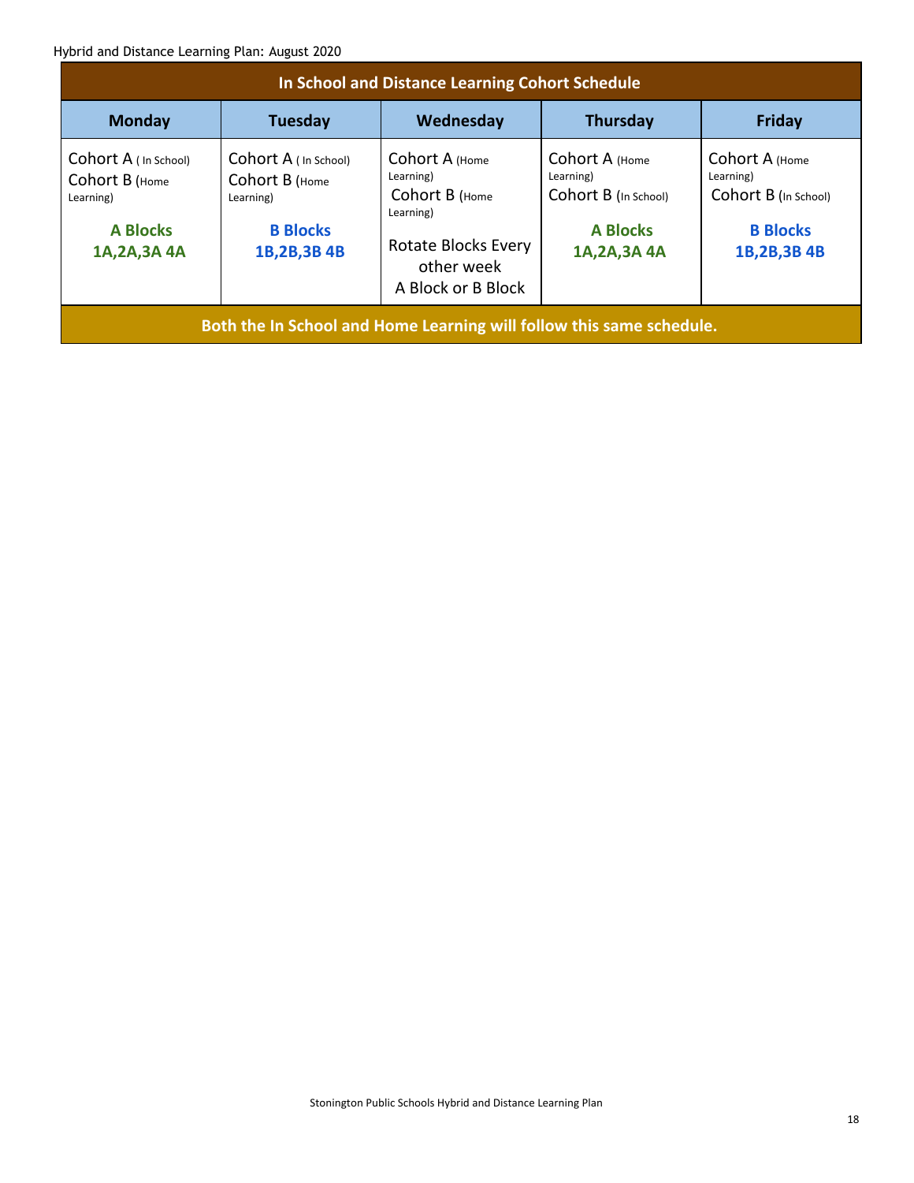| In School and Distance Learning Cohort Schedule | | | | |
|---|---|---|---|---|
| **Monday** | **Tuesday** | **Wednesday** | **Thursday** | **Friday** |
| Cohort A ( In School) Cohort B (Home Learning) **A Blocks 1A,2A,3A 4A** | Cohort A ( In School) Cohort B (Home Learning) **B Blocks 1B,2B,3B 4B** | Cohort A (Home Learning) Cohort B (Home Learning) Rotate Blocks Every other week A Block or B Block | Cohort A (Home Learning) Cohort B (In School) **A Blocks 1A,2A,3A 4A** | Cohort A (Home Learning) Cohort B (In School) **B Blocks 1B,2B,3B 4B** |
| **Both the In School and Home Learning will follow this same schedule.** | | | | |